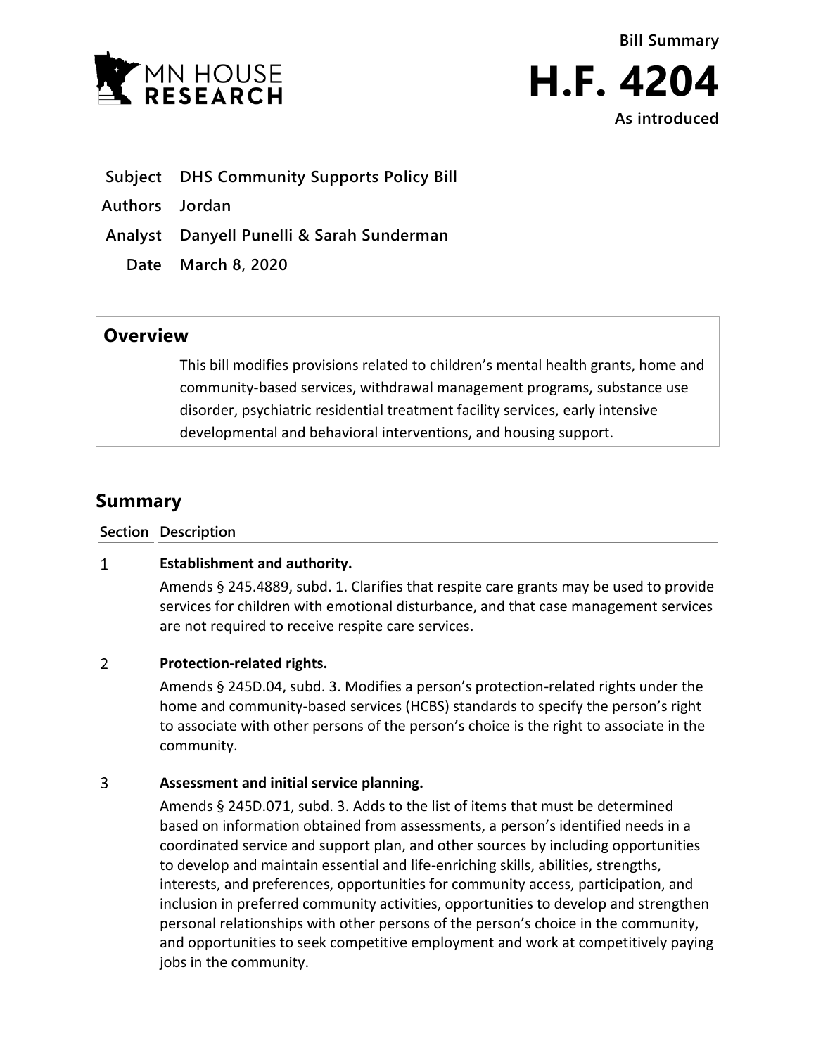MN HOUSE RESEARCH

Bill Summary

# H.F. 4204

As introduced

**Subject** DHS Community Supports Policy Bill

**Authors** Jordan

**Analyst** Danyell Punelli & Sarah Sunderman

**Date** March 8, 2020

## Overview

This bill modifies provisions related to children's mental health grants, home and community-based services, withdrawal management programs, substance use disorder, psychiatric residential treatment facility services, early intensive developmental and behavioral interventions, and housing support.

## Summary

| Section | Description |
|---|---|
| 1 | **Establishment and authority.**<br>Amends § 245.4889, subd. 1. Clarifies that respite care grants may be used to provide services for children with emotional disturbance, and that case management services are not required to receive respite care services. |
| 2 | **Protection-related rights.**<br>Amends § 245D.04, subd. 3. Modifies a person's protection-related rights under the home and community-based services (HCBS) standards to specify the person's right to associate with other persons of the person's choice is the right to associate in the community. |
| 3 | **Assessment and initial service planning.**<br>Amends § 245D.071, subd. 3. Adds to the list of items that must be determined based on information obtained from assessments, a person's identified needs in a coordinated service and support plan, and other sources by including opportunities to develop and maintain essential and life-enriching skills, abilities, strengths, interests, and preferences, opportunities for community access, participation, and inclusion in preferred community activities, opportunities to develop and strengthen personal relationships with other persons of the person's choice in the community, and opportunities to seek competitive employment and work at competitively paying jobs in the community. |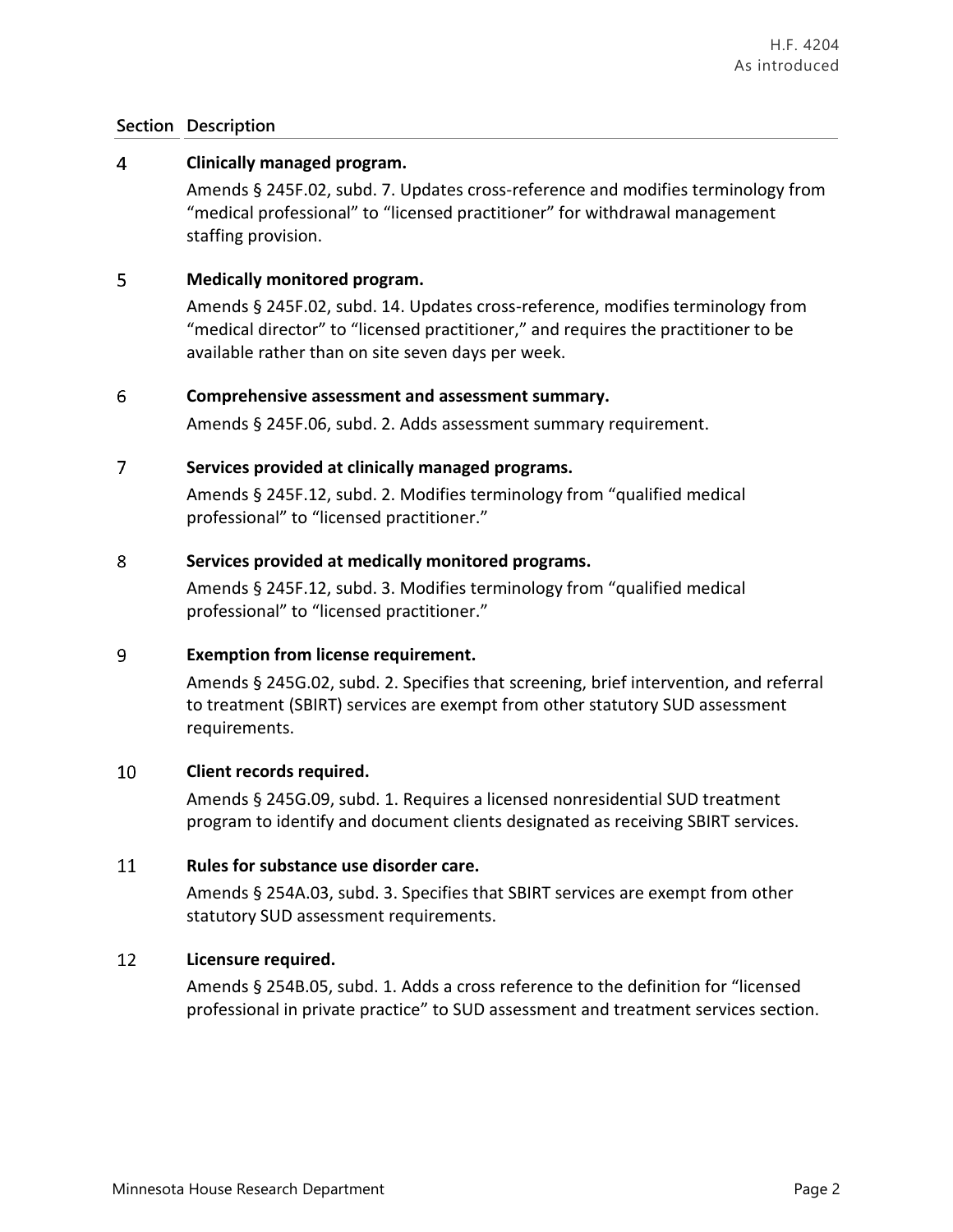| Section | Description |
|---|---|
| 4 | **Clinically managed program.**<br>Amends § 245F.02, subd. 7. Updates cross-reference and modifies terminology from "medical professional" to "licensed practitioner" for withdrawal management staffing provision. |
| 5 | **Medically monitored program.**<br>Amends § 245F.02, subd. 14. Updates cross-reference, modifies terminology from "medical director" to "licensed practitioner," and requires the practitioner to be available rather than on site seven days per week. |
| 6 | **Comprehensive assessment and assessment summary.**<br>Amends § 245F.06, subd. 2. Adds assessment summary requirement. |
| 7 | **Services provided at clinically managed programs.**<br>Amends § 245F.12, subd. 2. Modifies terminology from "qualified medical professional" to "licensed practitioner." |
| 8 | **Services provided at medically monitored programs.**<br>Amends § 245F.12, subd. 3. Modifies terminology from "qualified medical professional" to "licensed practitioner." |
| 9 | **Exemption from license requirement.**<br>Amends § 245G.02, subd. 2. Specifies that screening, brief intervention, and referral to treatment (SBIRT) services are exempt from other statutory SUD assessment requirements. |
| 10 | **Client records required.**<br>Amends § 245G.09, subd. 1. Requires a licensed nonresidential SUD treatment program to identify and document clients designated as receiving SBIRT services. |
| 11 | **Rules for substance use disorder care.**<br>Amends § 254A.03, subd. 3. Specifies that SBIRT services are exempt from other statutory SUD assessment requirements. |
| 12 | **Licensure required.**<br>Amends § 254B.05, subd. 1. Adds a cross reference to the definition for "licensed professional in private practice" to SUD assessment and treatment services section. |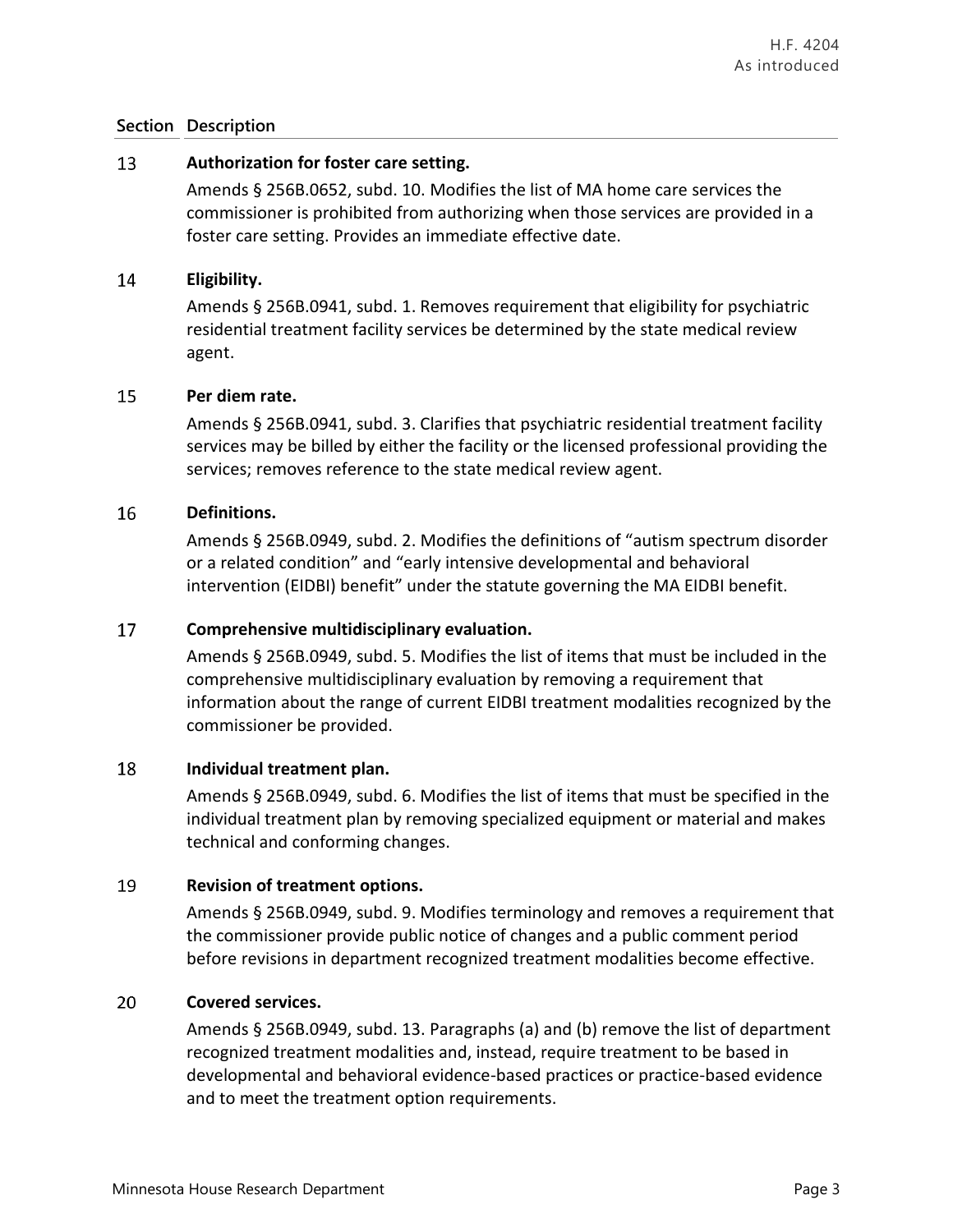| Section | Description |
|---|---|
| 13 | **Authorization for foster care setting.**<br>Amends § 256B.0652, subd. 10. Modifies the list of MA home care services the commissioner is prohibited from authorizing when those services are provided in a foster care setting. Provides an immediate effective date. |
| 14 | **Eligibility.**<br>Amends § 256B.0941, subd. 1. Removes requirement that eligibility for psychiatric residential treatment facility services be determined by the state medical review agent. |
| 15 | **Per diem rate.**<br>Amends § 256B.0941, subd. 3. Clarifies that psychiatric residential treatment facility services may be billed by either the facility or the licensed professional providing the services; removes reference to the state medical review agent. |
| 16 | **Definitions.**<br>Amends § 256B.0949, subd. 2. Modifies the definitions of "autism spectrum disorder or a related condition" and "early intensive developmental and behavioral intervention (EIDBI) benefit" under the statute governing the MA EIDBI benefit. |
| 17 | **Comprehensive multidisciplinary evaluation.**<br>Amends § 256B.0949, subd. 5. Modifies the list of items that must be included in the comprehensive multidisciplinary evaluation by removing a requirement that information about the range of current EIDBI treatment modalities recognized by the commissioner be provided. |
| 18 | **Individual treatment plan.**<br>Amends § 256B.0949, subd. 6. Modifies the list of items that must be specified in the individual treatment plan by removing specialized equipment or material and makes technical and conforming changes. |
| 19 | **Revision of treatment options.**<br>Amends § 256B.0949, subd. 9. Modifies terminology and removes a requirement that the commissioner provide public notice of changes and a public comment period before revisions in department recognized treatment modalities become effective. |
| 20 | **Covered services.**<br>Amends § 256B.0949, subd. 13. Paragraphs (a) and (b) remove the list of department recognized treatment modalities and, instead, require treatment to be based in developmental and behavioral evidence-based practices or practice-based evidence and to meet the treatment option requirements. |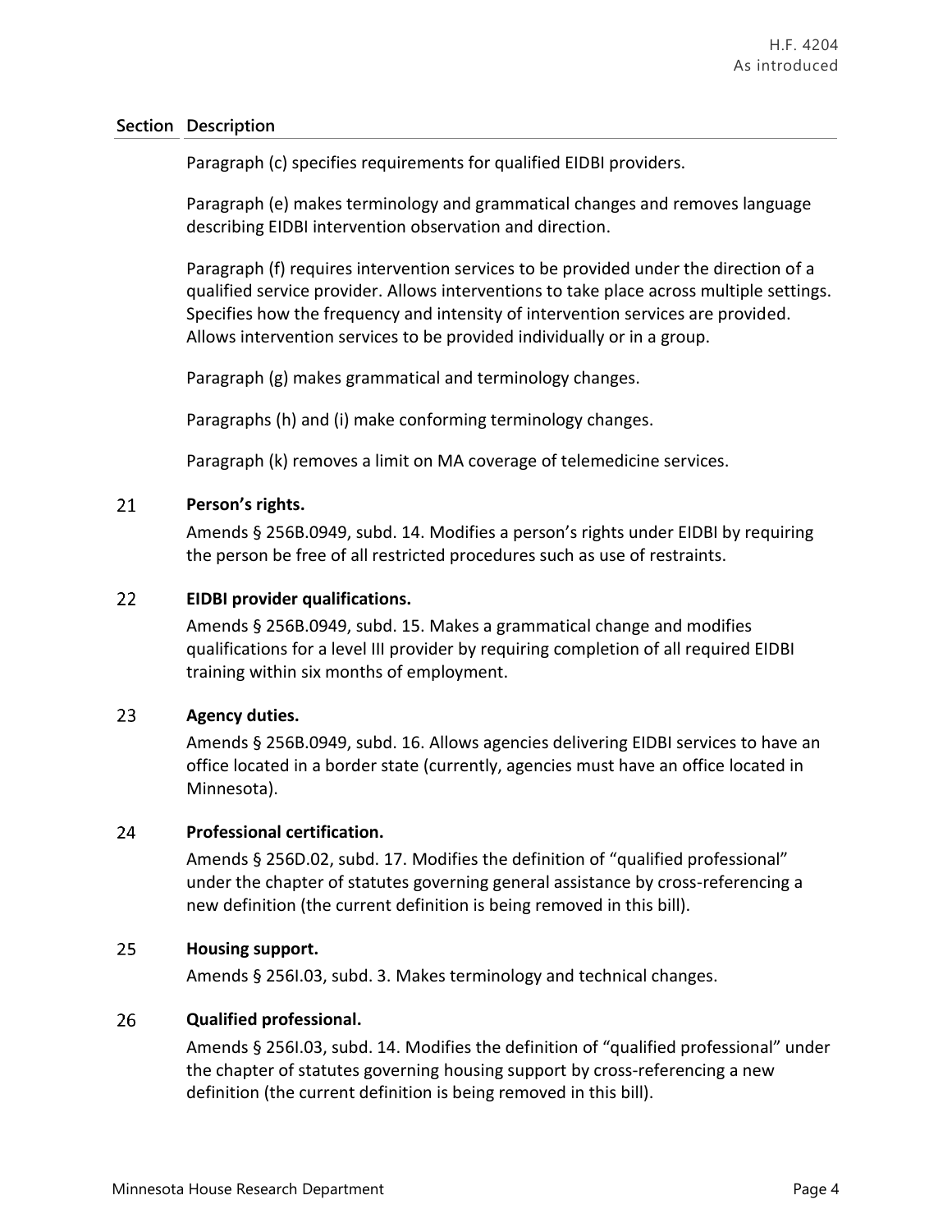| Section | Description |
|---|---|
| | Paragraph (c) specifies requirements for qualified EIDBI providers. |
| | Paragraph (e) makes terminology and grammatical changes and removes language describing EIDBI intervention observation and direction. |
| | Paragraph (f) requires intervention services to be provided under the direction of a qualified service provider. Allows interventions to take place across multiple settings. Specifies how the frequency and intensity of intervention services are provided. Allows intervention services to be provided individually or in a group. |
| | Paragraph (g) makes grammatical and terminology changes. |
| | Paragraphs (h) and (i) make conforming terminology changes. |
| | Paragraph (k) removes a limit on MA coverage of telemedicine services. |
| 21 | **Person's rights.** |
| | Amends § 256B.0949, subd. 14. Modifies a person's rights under EIDBI by requiring the person be free of all restricted procedures such as use of restraints. |
| 22 | **EIDBI provider qualifications.** |
| | Amends § 256B.0949, subd. 15. Makes a grammatical change and modifies qualifications for a level III provider by requiring completion of all required EIDBI training within six months of employment. |
| 23 | **Agency duties.** |
| | Amends § 256B.0949, subd. 16. Allows agencies delivering EIDBI services to have an office located in a border state (currently, agencies must have an office located in Minnesota). |
| 24 | **Professional certification.** |
| | Amends § 256D.02, subd. 17. Modifies the definition of "qualified professional" under the chapter of statutes governing general assistance by cross-referencing a new definition (the current definition is being removed in this bill). |
| 25 | **Housing support.** |
| | Amends § 256I.03, subd. 3. Makes terminology and technical changes. |
| 26 | **Qualified professional.** |
| | Amends § 256I.03, subd. 14. Modifies the definition of "qualified professional" under the chapter of statutes governing housing support by cross-referencing a new definition (the current definition is being removed in this bill). |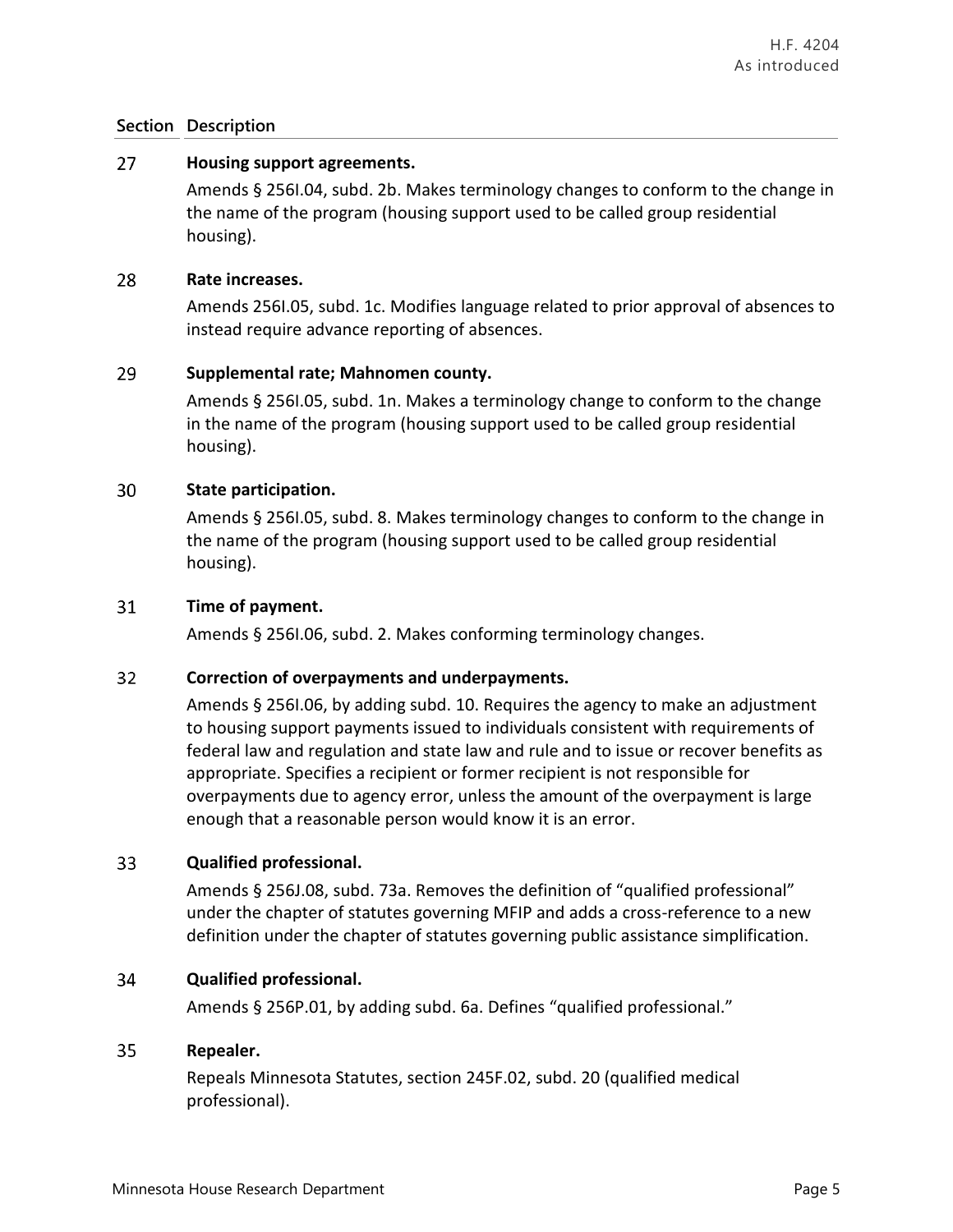| Section | Description |
|---|---|
| 27 | **Housing support agreements.** Amends § 256I.04, subd. 2b. Makes terminology changes to conform to the change in the name of the program (housing support used to be called group residential housing). |
| 28 | **Rate increases.** Amends 256I.05, subd. 1c. Modifies language related to prior approval of absences to instead require advance reporting of absences. |
| 29 | **Supplemental rate; Mahnomen county.** Amends § 256I.05, subd. 1n. Makes a terminology change to conform to the change in the name of the program (housing support used to be called group residential housing). |
| 30 | **State participation.** Amends § 256I.05, subd. 8. Makes terminology changes to conform to the change in the name of the program (housing support used to be called group residential housing). |
| 31 | **Time of payment.** Amends § 256I.06, subd. 2. Makes conforming terminology changes. |
| 32 | **Correction of overpayments and underpayments.** Amends § 256I.06, by adding subd. 10. Requires the agency to make an adjustment to housing support payments issued to individuals consistent with requirements of federal law and regulation and state law and rule and to issue or recover benefits as appropriate. Specifies a recipient or former recipient is not responsible for overpayments due to agency error, unless the amount of the overpayment is large enough that a reasonable person would know it is an error. |
| 33 | **Qualified professional.** Amends § 256J.08, subd. 73a. Removes the definition of "qualified professional" under the chapter of statutes governing MFIP and adds a cross-reference to a new definition under the chapter of statutes governing public assistance simplification. |
| 34 | **Qualified professional.** Amends § 256P.01, by adding subd. 6a. Defines "qualified professional." |
| 35 | **Repealer.** Repeals Minnesota Statutes, section 245F.02, subd. 20 (qualified medical professional). |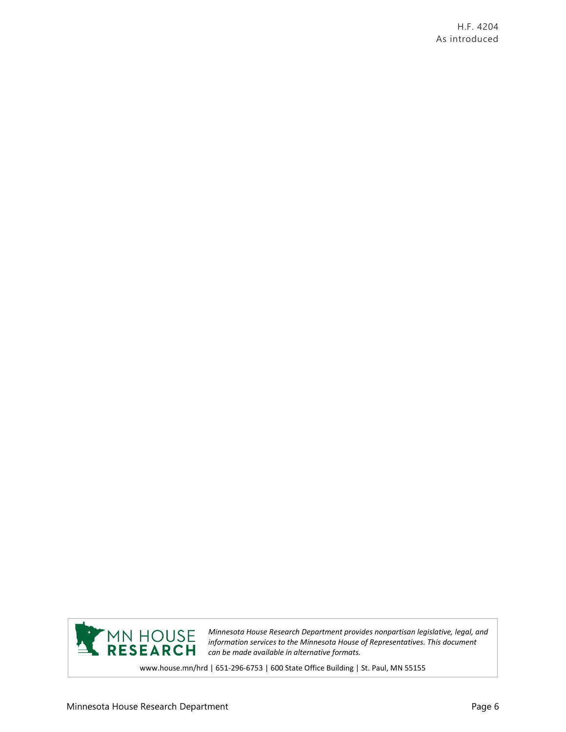MN HOUSE RESEARCH

*Minnesota House Research Department provides nonpartisan legislative, legal, and information services to the Minnesota House of Representatives. This document can be made available in alternative formats.*

www.house.mn/hrd | 651-296-6753 | 600 State Office Building | St. Paul, MN 55155